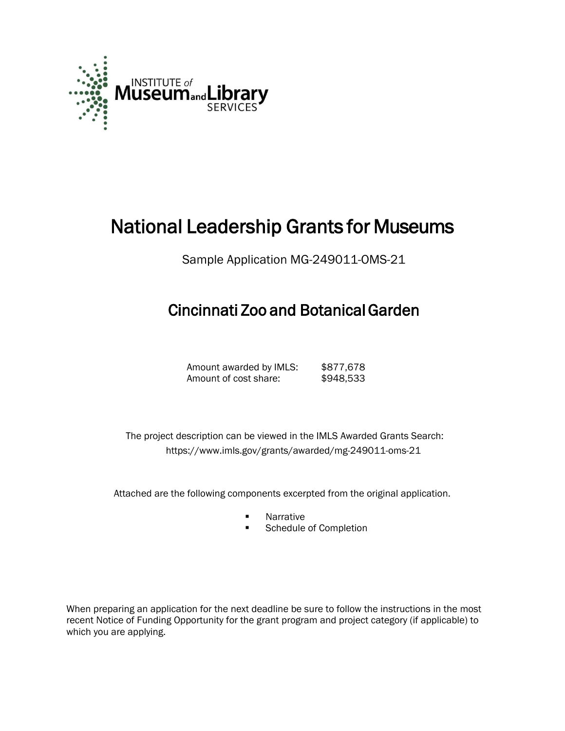INSTITUTE of Museum and Library SERVICES

# National Leadership Grants for Museums

Sample Application MG-249011-OMS-21

## Cincinnati Zoo and Botanical Garden

Amount awarded by IMLS: $877,678
Amount of cost share: $948,533

The project description can be viewed in the IMLS Awarded Grants Search: https://www.imls.gov/grants/awarded/mg-249011-oms-21

Attached are the following components excerpted from the original application.

- Narrative
- Schedule of Completion

When preparing an application for the next deadline be sure to follow the instructions in the most recent Notice of Funding Opportunity for the grant program and project category (if applicable) to which you are applying.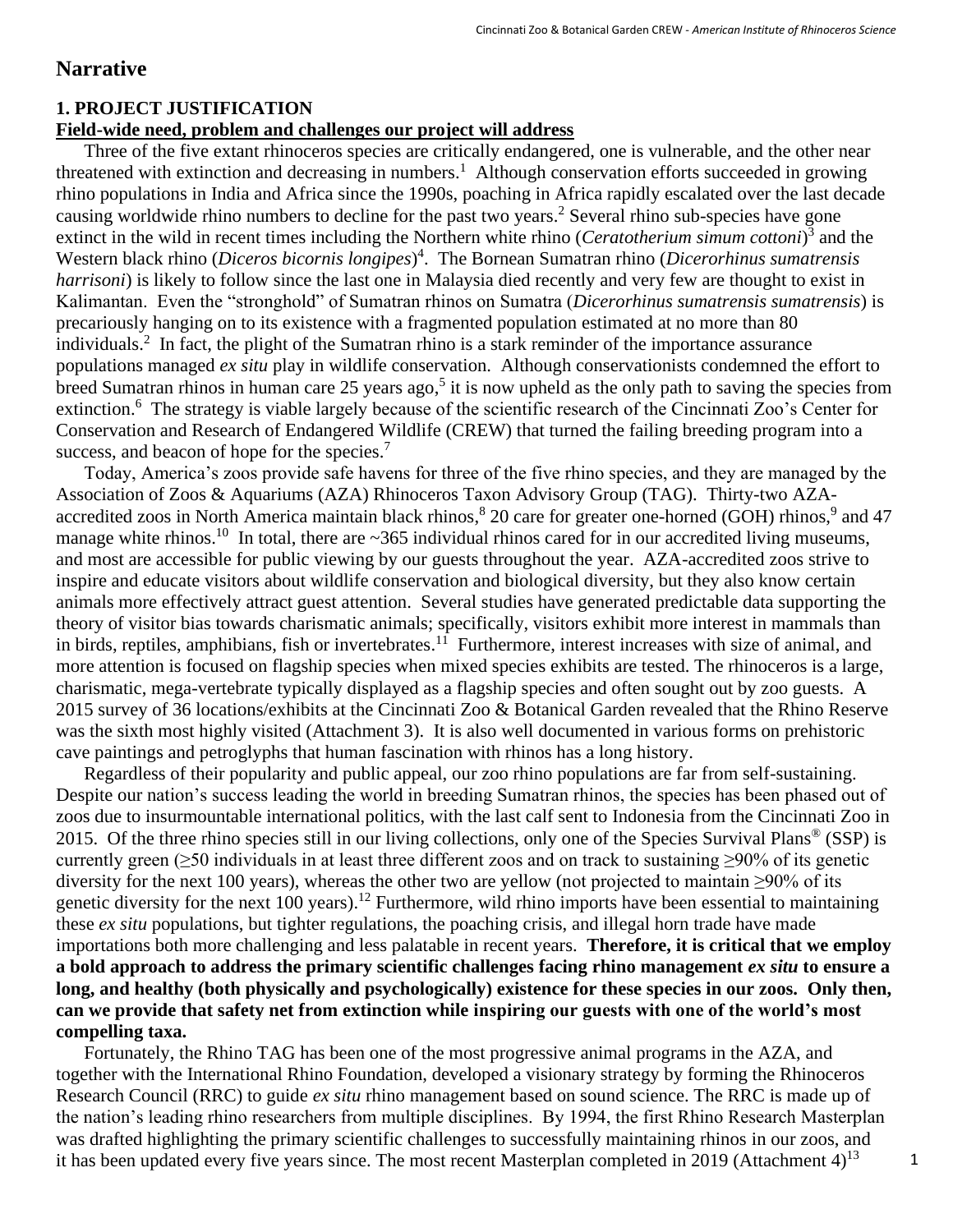# Narrative

## 1. PROJECT JUSTIFICATION

**Field-wide need, problem and challenges our project will address**

Three of the five extant rhinoceros species are critically endangered, one is vulnerable, and the other near threatened with extinction and decreasing in numbers.[1] Although conservation efforts succeeded in growing rhino populations in India and Africa since the 1990s, poaching in Africa rapidly escalated over the last decade causing worldwide rhino numbers to decline for the past two years.[2] Several rhino sub-species have gone extinct in the wild in recent times including the Northern white rhino (*Ceratotherium simum cottoni*)[3] and the Western black rhino (*Diceros bicornis longipes*)[4]. The Bornean Sumatran rhino (*Dicerorhinus sumatrensis harrisoni*) is likely to follow since the last one in Malaysia died recently and very few are thought to exist in Kalimantan. Even the "stronghold" of Sumatran rhinos on Sumatra (*Dicerorhinus sumatrensis sumatrensis*) is precariously hanging on to its existence with a fragmented population estimated at no more than 80 individuals.[2] In fact, the plight of the Sumatran rhino is a stark reminder of the importance assurance populations managed *ex situ* play in wildlife conservation. Although conservationists condemned the effort to breed Sumatran rhinos in human care 25 years ago,[5] it is now upheld as the only path to saving the species from extinction.[6] The strategy is viable largely because of the scientific research of the Cincinnati Zoo's Center for Conservation and Research of Endangered Wildlife (CREW) that turned the failing breeding program into a success, and beacon of hope for the species.[7]

Today, America's zoos provide safe havens for three of the five rhino species, and they are managed by the Association of Zoos & Aquariums (AZA) Rhinoceros Taxon Advisory Group (TAG). Thirty-two AZA-accredited zoos in North America maintain black rhinos,[8] 20 care for greater one-horned (GOH) rhinos,[9] and 47 manage white rhinos.[10] In total, there are ~365 individual rhinos cared for in our accredited living museums, and most are accessible for public viewing by our guests throughout the year. AZA-accredited zoos strive to inspire and educate visitors about wildlife conservation and biological diversity, but they also know certain animals more effectively attract guest attention. Several studies have generated predictable data supporting the theory of visitor bias towards charismatic animals; specifically, visitors exhibit more interest in mammals than in birds, reptiles, amphibians, fish or invertebrates.[11] Furthermore, interest increases with size of animal, and more attention is focused on flagship species when mixed species exhibits are tested. The rhinoceros is a large, charismatic, mega-vertebrate typically displayed as a flagship species and often sought out by zoo guests. A 2015 survey of 36 locations/exhibits at the Cincinnati Zoo & Botanical Garden revealed that the Rhino Reserve was the sixth most highly visited (Attachment 3). It is also well documented in various forms on prehistoric cave paintings and petroglyphs that human fascination with rhinos has a long history.

Regardless of their popularity and public appeal, our zoo rhino populations are far from self-sustaining. Despite our nation's success leading the world in breeding Sumatran rhinos, the species has been phased out of zoos due to insurmountable international politics, with the last calf sent to Indonesia from the Cincinnati Zoo in 2015. Of the three rhino species still in our living collections, only one of the Species Survival Plans® (SSP) is currently green (≥50 individuals in at least three different zoos and on track to sustaining ≥90% of its genetic diversity for the next 100 years), whereas the other two are yellow (not projected to maintain ≥90% of its genetic diversity for the next 100 years).[12] Furthermore, wild rhino imports have been essential to maintaining these *ex situ* populations, but tighter regulations, the poaching crisis, and illegal horn trade have made importations both more challenging and less palatable in recent years. **Therefore, it is critical that we employ a bold approach to address the primary scientific challenges facing rhino management *ex situ* to ensure a long, and healthy (both physically and psychologically) existence for these species in our zoos. Only then, can we provide that safety net from extinction while inspiring our guests with one of the world's most compelling taxa.**

Fortunately, the Rhino TAG has been one of the most progressive animal programs in the AZA, and together with the International Rhino Foundation, developed a visionary strategy by forming the Rhinoceros Research Council (RRC) to guide *ex situ* rhino management based on sound science. The RRC is made up of the nation's leading rhino researchers from multiple disciplines. By 1994, the first Rhino Research Masterplan was drafted highlighting the primary scientific challenges to successfully maintaining rhinos in our zoos, and it has been updated every five years since. The most recent Masterplan completed in 2019 (Attachment 4)[13]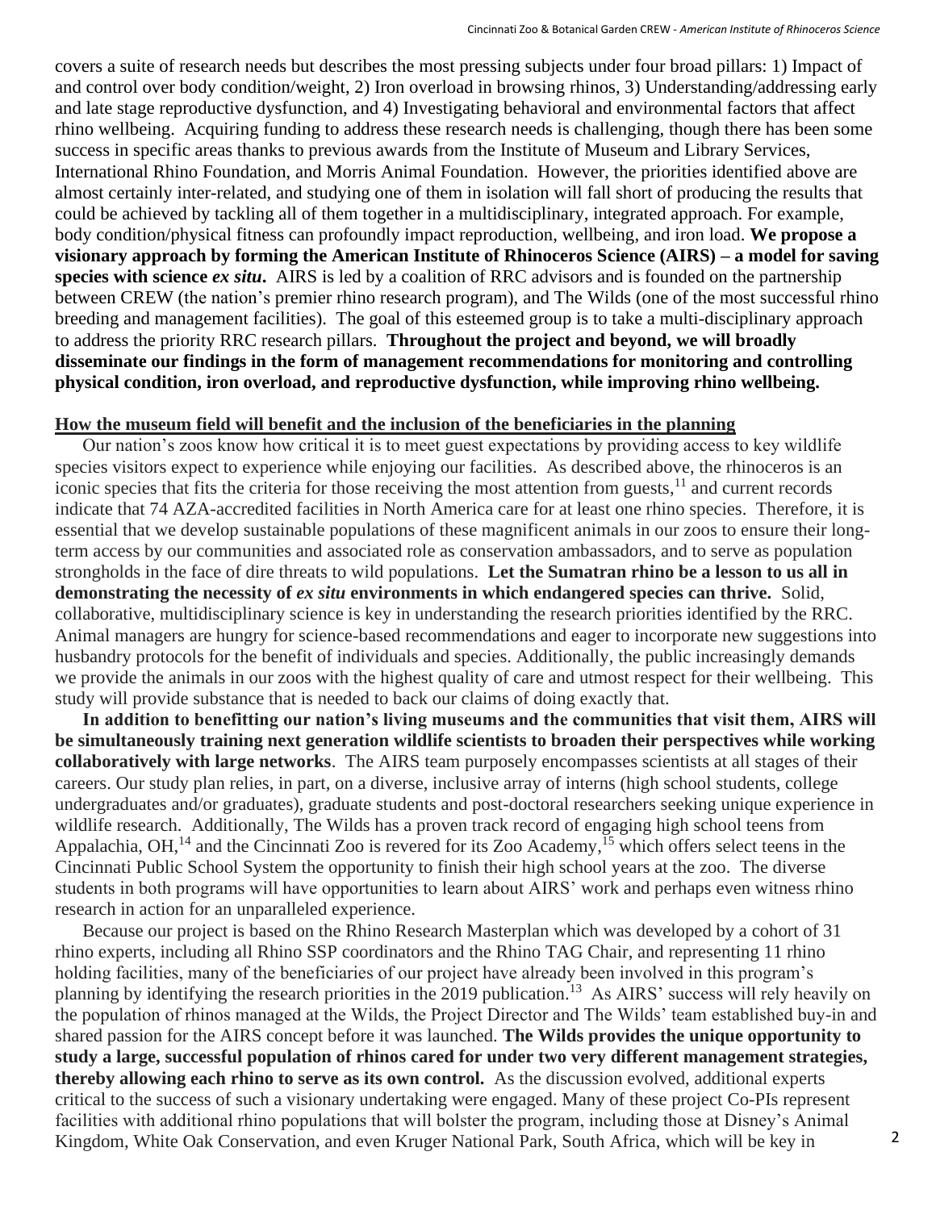covers a suite of research needs but describes the most pressing subjects under four broad pillars: 1) Impact of and control over body condition/weight, 2) Iron overload in browsing rhinos, 3) Understanding/addressing early and late stage reproductive dysfunction, and 4) Investigating behavioral and environmental factors that affect rhino wellbeing. Acquiring funding to address these research needs is challenging, though there has been some success in specific areas thanks to previous awards from the Institute of Museum and Library Services, International Rhino Foundation, and Morris Animal Foundation. However, the priorities identified above are almost certainly inter-related, and studying one of them in isolation will fall short of producing the results that could be achieved by tackling all of them together in a multidisciplinary, integrated approach. For example, body condition/physical fitness can profoundly impact reproduction, wellbeing, and iron load. **We propose a visionary approach by forming the American Institute of Rhinoceros Science (AIRS) – a model for saving species with science *ex situ*.** AIRS is led by a coalition of RRC advisors and is founded on the partnership between CREW (the nation's premier rhino research program), and The Wilds (one of the most successful rhino breeding and management facilities). The goal of this esteemed group is to take a multi-disciplinary approach to address the priority RRC research pillars. **Throughout the project and beyond, we will broadly disseminate our findings in the form of management recommendations for monitoring and controlling physical condition, iron overload, and reproductive dysfunction, while improving rhino wellbeing.**

## How the museum field will benefit and the inclusion of the beneficiaries in the planning

Our nation's zoos know how critical it is to meet guest expectations by providing access to key wildlife species visitors expect to experience while enjoying our facilities. As described above, the rhinoceros is an iconic species that fits the criteria for those receiving the most attention from guests,[11] and current records indicate that 74 AZA-accredited facilities in North America care for at least one rhino species. Therefore, it is essential that we develop sustainable populations of these magnificent animals in our zoos to ensure their long-term access by our communities and associated role as conservation ambassadors, and to serve as population strongholds in the face of dire threats to wild populations. **Let the Sumatran rhino be a lesson to us all in demonstrating the necessity of *ex situ* environments in which endangered species can thrive.** Solid, collaborative, multidisciplinary science is key in understanding the research priorities identified by the RRC. Animal managers are hungry for science-based recommendations and eager to incorporate new suggestions into husbandry protocols for the benefit of individuals and species. Additionally, the public increasingly demands we provide the animals in our zoos with the highest quality of care and utmost respect for their wellbeing. This study will provide substance that is needed to back our claims of doing exactly that.

**In addition to benefitting our nation's living museums and the communities that visit them, AIRS will be simultaneously training next generation wildlife scientists to broaden their perspectives while working collaboratively with large networks**. The AIRS team purposely encompasses scientists at all stages of their careers. Our study plan relies, in part, on a diverse, inclusive array of interns (high school students, college undergraduates and/or graduates), graduate students and post-doctoral researchers seeking unique experience in wildlife research. Additionally, The Wilds has a proven track record of engaging high school teens from Appalachia, OH,[14] and the Cincinnati Zoo is revered for its Zoo Academy,[15] which offers select teens in the Cincinnati Public School System the opportunity to finish their high school years at the zoo. The diverse students in both programs will have opportunities to learn about AIRS' work and perhaps even witness rhino research in action for an unparalleled experience.

Because our project is based on the Rhino Research Masterplan which was developed by a cohort of 31 rhino experts, including all Rhino SSP coordinators and the Rhino TAG Chair, and representing 11 rhino holding facilities, many of the beneficiaries of our project have already been involved in this program's planning by identifying the research priorities in the 2019 publication.[13] As AIRS' success will rely heavily on the population of rhinos managed at the Wilds, the Project Director and The Wilds' team established buy-in and shared passion for the AIRS concept before it was launched. **The Wilds provides the unique opportunity to study a large, successful population of rhinos cared for under two very different management strategies, thereby allowing each rhino to serve as its own control.** As the discussion evolved, additional experts critical to the success of such a visionary undertaking were engaged. Many of these project Co-PIs represent facilities with additional rhino populations that will bolster the program, including those at Disney's Animal Kingdom, White Oak Conservation, and even Kruger National Park, South Africa, which will be key in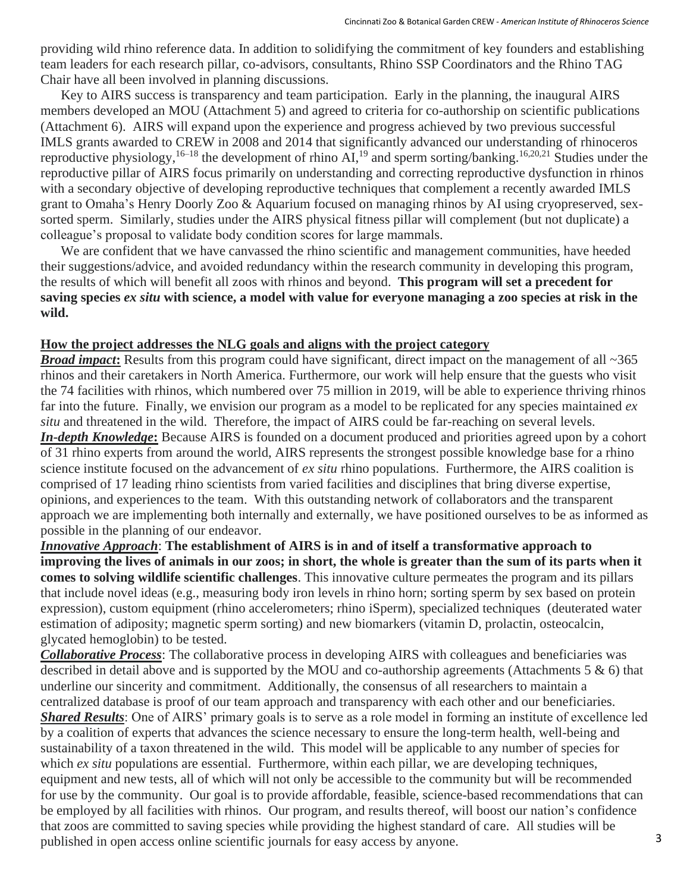providing wild rhino reference data. In addition to solidifying the commitment of key founders and establishing team leaders for each research pillar, co-advisors, consultants, Rhino SSP Coordinators and the Rhino TAG Chair have all been involved in planning discussions.

Key to AIRS success is transparency and team participation. Early in the planning, the inaugural AIRS members developed an MOU (Attachment 5) and agreed to criteria for co-authorship on scientific publications (Attachment 6). AIRS will expand upon the experience and progress achieved by two previous successful IMLS grants awarded to CREW in 2008 and 2014 that significantly advanced our understanding of rhinoceros reproductive physiology,[16–18] the development of rhino AI,[19] and sperm sorting/banking.[16,20,21] Studies under the reproductive pillar of AIRS focus primarily on understanding and correcting reproductive dysfunction in rhinos with a secondary objective of developing reproductive techniques that complement a recently awarded IMLS grant to Omaha's Henry Doorly Zoo & Aquarium focused on managing rhinos by AI using cryopreserved, sex-sorted sperm. Similarly, studies under the AIRS physical fitness pillar will complement (but not duplicate) a colleague's proposal to validate body condition scores for large mammals.

We are confident that we have canvassed the rhino scientific and management communities, have heeded their suggestions/advice, and avoided redundancy within the research community in developing this program, the results of which will benefit all zoos with rhinos and beyond. **This program will set a precedent for saving species *ex situ* with science, a model with value for everyone managing a zoo species at risk in the wild.**

## How the project addresses the NLG goals and aligns with the project category

***Broad impact*:** Results from this program could have significant, direct impact on the management of all ~365 rhinos and their caretakers in North America. Furthermore, our work will help ensure that the guests who visit the 74 facilities with rhinos, which numbered over 75 million in 2019, will be able to experience thriving rhinos far into the future. Finally, we envision our program as a model to be replicated for any species maintained *ex situ* and threatened in the wild. Therefore, the impact of AIRS could be far-reaching on several levels.

***In-depth Knowledge*:** Because AIRS is founded on a document produced and priorities agreed upon by a cohort of 31 rhino experts from around the world, AIRS represents the strongest possible knowledge base for a rhino science institute focused on the advancement of *ex situ* rhino populations. Furthermore, the AIRS coalition is comprised of 17 leading rhino scientists from varied facilities and disciplines that bring diverse expertise, opinions, and experiences to the team. With this outstanding network of collaborators and the transparent approach we are implementing both internally and externally, we have positioned ourselves to be as informed as possible in the planning of our endeavor.

***Innovative Approach*:** **The establishment of AIRS is in and of itself a transformative approach to improving the lives of animals in our zoos; in short, the whole is greater than the sum of its parts when it comes to solving wildlife scientific challenges**. This innovative culture permeates the program and its pillars that include novel ideas (e.g., measuring body iron levels in rhino horn; sorting sperm by sex based on protein expression), custom equipment (rhino accelerometers; rhino iSperm), specialized techniques (deuterated water estimation of adiposity; magnetic sperm sorting) and new biomarkers (vitamin D, prolactin, osteocalcin, glycated hemoglobin) to be tested.

***Collaborative Process*:** The collaborative process in developing AIRS with colleagues and beneficiaries was described in detail above and is supported by the MOU and co-authorship agreements (Attachments 5 & 6) that underline our sincerity and commitment. Additionally, the consensus of all researchers to maintain a centralized database is proof of our team approach and transparency with each other and our beneficiaries.

***Shared Results*:** One of AIRS' primary goals is to serve as a role model in forming an institute of excellence led by a coalition of experts that advances the science necessary to ensure the long-term health, well-being and sustainability of a taxon threatened in the wild. This model will be applicable to any number of species for which *ex situ* populations are essential. Furthermore, within each pillar, we are developing techniques, equipment and new tests, all of which will not only be accessible to the community but will be recommended for use by the community. Our goal is to provide affordable, feasible, science-based recommendations that can be employed by all facilities with rhinos. Our program, and results thereof, will boost our nation's confidence that zoos are committed to saving species while providing the highest standard of care. All studies will be published in open access online scientific journals for easy access by anyone.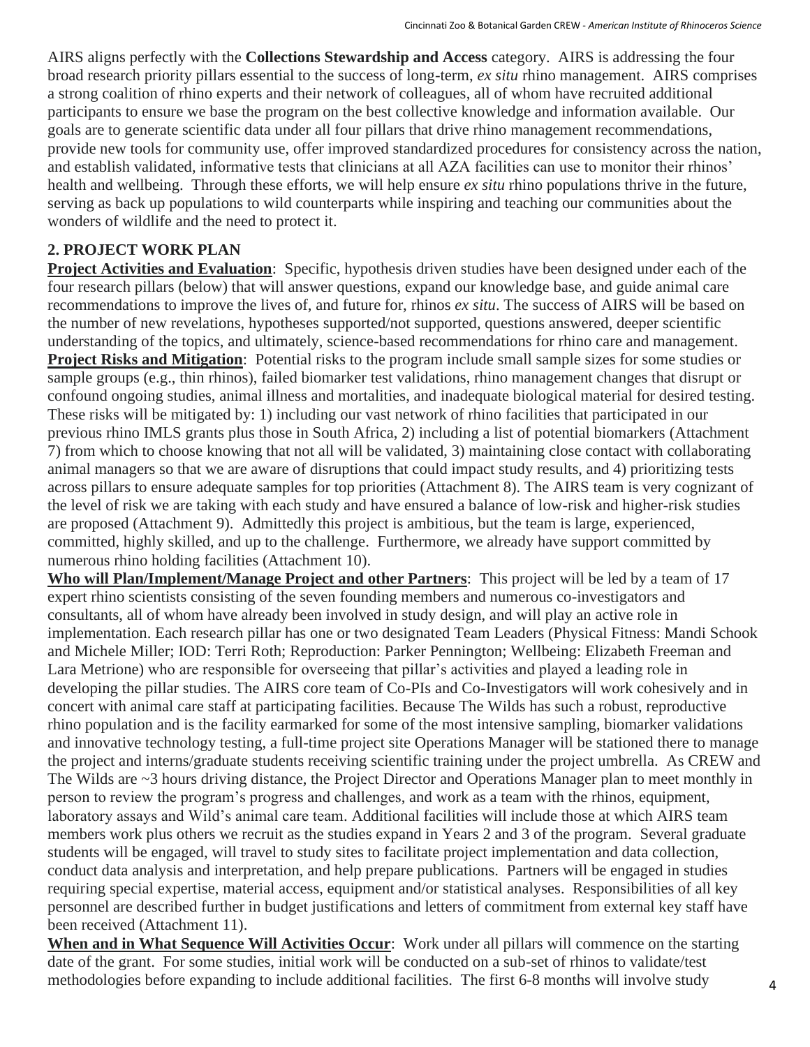AIRS aligns perfectly with the **Collections Stewardship and Access** category. AIRS is addressing the four broad research priority pillars essential to the success of long-term, *ex situ* rhino management. AIRS comprises a strong coalition of rhino experts and their network of colleagues, all of whom have recruited additional participants to ensure we base the program on the best collective knowledge and information available. Our goals are to generate scientific data under all four pillars that drive rhino management recommendations, provide new tools for community use, offer improved standardized procedures for consistency across the nation, and establish validated, informative tests that clinicians at all AZA facilities can use to monitor their rhinos' health and wellbeing. Through these efforts, we will help ensure *ex situ* rhino populations thrive in the future, serving as back up populations to wild counterparts while inspiring and teaching our communities about the wonders of wildlife and the need to protect it.

## 2. PROJECT WORK PLAN

**Project Activities and Evaluation**: Specific, hypothesis driven studies have been designed under each of the four research pillars (below) that will answer questions, expand our knowledge base, and guide animal care recommendations to improve the lives of, and future for, rhinos *ex situ*. The success of AIRS will be based on the number of new revelations, hypotheses supported/not supported, questions answered, deeper scientific understanding of the topics, and ultimately, science-based recommendations for rhino care and management.

**Project Risks and Mitigation**: Potential risks to the program include small sample sizes for some studies or sample groups (e.g., thin rhinos), failed biomarker test validations, rhino management changes that disrupt or confound ongoing studies, animal illness and mortalities, and inadequate biological material for desired testing. These risks will be mitigated by: 1) including our vast network of rhino facilities that participated in our previous rhino IMLS grants plus those in South Africa, 2) including a list of potential biomarkers (Attachment 7) from which to choose knowing that not all will be validated, 3) maintaining close contact with collaborating animal managers so that we are aware of disruptions that could impact study results, and 4) prioritizing tests across pillars to ensure adequate samples for top priorities (Attachment 8). The AIRS team is very cognizant of the level of risk we are taking with each study and have ensured a balance of low-risk and higher-risk studies are proposed (Attachment 9). Admittedly this project is ambitious, but the team is large, experienced, committed, highly skilled, and up to the challenge. Furthermore, we already have support committed by numerous rhino holding facilities (Attachment 10).

**Who will Plan/Implement/Manage Project and other Partners**: This project will be led by a team of 17 expert rhino scientists consisting of the seven founding members and numerous co-investigators and consultants, all of whom have already been involved in study design, and will play an active role in implementation. Each research pillar has one or two designated Team Leaders (Physical Fitness: Mandi Schook and Michele Miller; IOD: Terri Roth; Reproduction: Parker Pennington; Wellbeing: Elizabeth Freeman and Lara Metrione) who are responsible for overseeing that pillar's activities and played a leading role in developing the pillar studies. The AIRS core team of Co-PIs and Co-Investigators will work cohesively and in concert with animal care staff at participating facilities. Because The Wilds has such a robust, reproductive rhino population and is the facility earmarked for some of the most intensive sampling, biomarker validations and innovative technology testing, a full-time project site Operations Manager will be stationed there to manage the project and interns/graduate students receiving scientific training under the project umbrella. As CREW and The Wilds are ~3 hours driving distance, the Project Director and Operations Manager plan to meet monthly in person to review the program's progress and challenges, and work as a team with the rhinos, equipment, laboratory assays and Wild's animal care team. Additional facilities will include those at which AIRS team members work plus others we recruit as the studies expand in Years 2 and 3 of the program. Several graduate students will be engaged, will travel to study sites to facilitate project implementation and data collection, conduct data analysis and interpretation, and help prepare publications. Partners will be engaged in studies requiring special expertise, material access, equipment and/or statistical analyses. Responsibilities of all key personnel are described further in budget justifications and letters of commitment from external key staff have been received (Attachment 11).

**When and in What Sequence Will Activities Occur**: Work under all pillars will commence on the starting date of the grant. For some studies, initial work will be conducted on a sub-set of rhinos to validate/test methodologies before expanding to include additional facilities. The first 6-8 months will involve study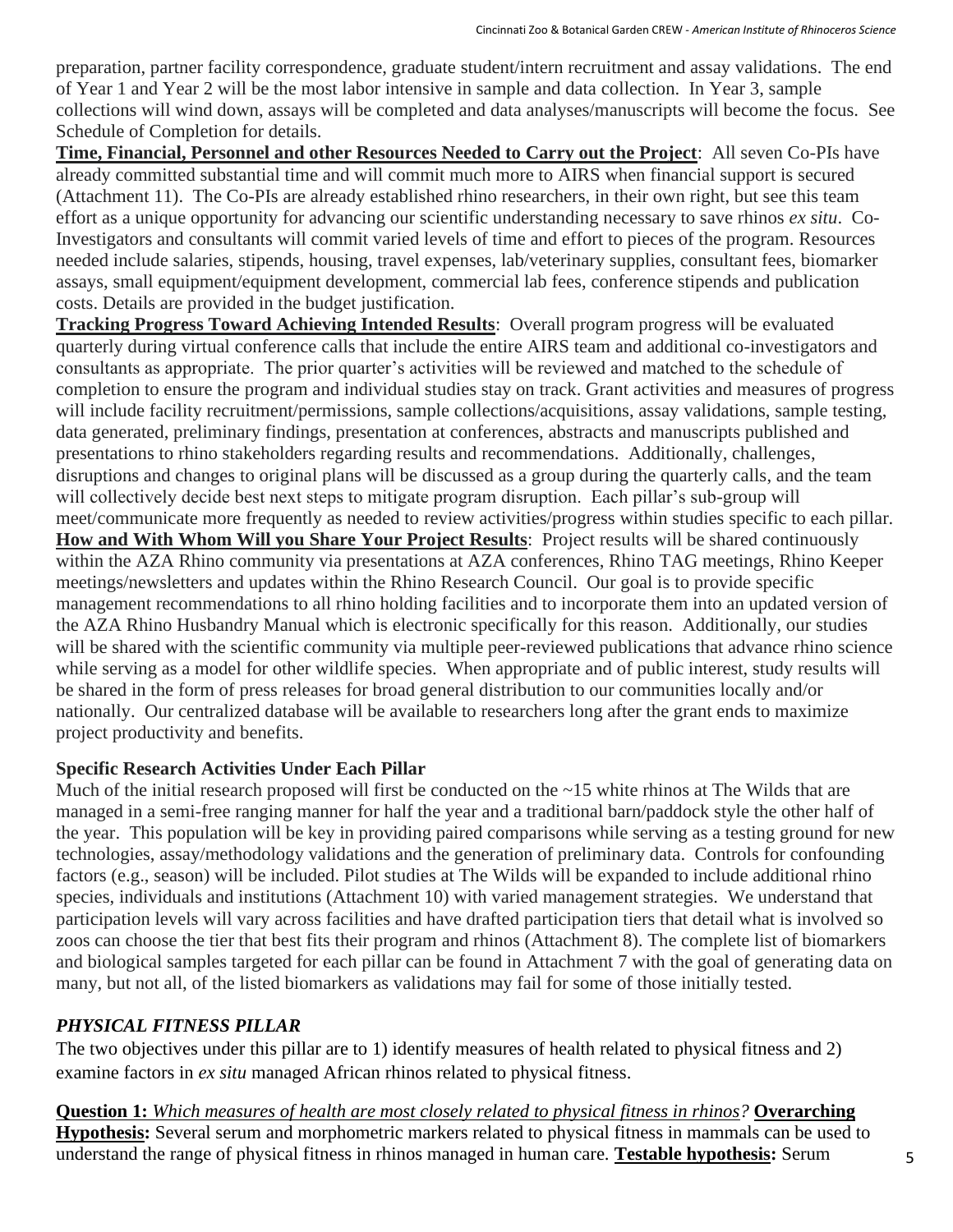preparation, partner facility correspondence, graduate student/intern recruitment and assay validations. The end of Year 1 and Year 2 will be the most labor intensive in sample and data collection. In Year 3, sample collections will wind down, assays will be completed and data analyses/manuscripts will become the focus. See Schedule of Completion for details.

**Time, Financial, Personnel and other Resources Needed to Carry out the Project**: All seven Co-PIs have already committed substantial time and will commit much more to AIRS when financial support is secured (Attachment 11). The Co-PIs are already established rhino researchers, in their own right, but see this team effort as a unique opportunity for advancing our scientific understanding necessary to save rhinos *ex situ*. Co-Investigators and consultants will commit varied levels of time and effort to pieces of the program. Resources needed include salaries, stipends, housing, travel expenses, lab/veterinary supplies, consultant fees, biomarker assays, small equipment/equipment development, commercial lab fees, conference stipends and publication costs. Details are provided in the budget justification.

**Tracking Progress Toward Achieving Intended Results**: Overall program progress will be evaluated quarterly during virtual conference calls that include the entire AIRS team and additional co-investigators and consultants as appropriate. The prior quarter's activities will be reviewed and matched to the schedule of completion to ensure the program and individual studies stay on track. Grant activities and measures of progress will include facility recruitment/permissions, sample collections/acquisitions, assay validations, sample testing, data generated, preliminary findings, presentation at conferences, abstracts and manuscripts published and presentations to rhino stakeholders regarding results and recommendations. Additionally, challenges, disruptions and changes to original plans will be discussed as a group during the quarterly calls, and the team will collectively decide best next steps to mitigate program disruption. Each pillar's sub-group will meet/communicate more frequently as needed to review activities/progress within studies specific to each pillar.

**How and With Whom Will you Share Your Project Results**: Project results will be shared continuously within the AZA Rhino community via presentations at AZA conferences, Rhino TAG meetings, Rhino Keeper meetings/newsletters and updates within the Rhino Research Council. Our goal is to provide specific management recommendations to all rhino holding facilities and to incorporate them into an updated version of the AZA Rhino Husbandry Manual which is electronic specifically for this reason. Additionally, our studies will be shared with the scientific community via multiple peer-reviewed publications that advance rhino science while serving as a model for other wildlife species. When appropriate and of public interest, study results will be shared in the form of press releases for broad general distribution to our communities locally and/or nationally. Our centralized database will be available to researchers long after the grant ends to maximize project productivity and benefits.

**Specific Research Activities Under Each Pillar**

Much of the initial research proposed will first be conducted on the ~15 white rhinos at The Wilds that are managed in a semi-free ranging manner for half the year and a traditional barn/paddock style the other half of the year. This population will be key in providing paired comparisons while serving as a testing ground for new technologies, assay/methodology validations and the generation of preliminary data. Controls for confounding factors (e.g., season) will be included. Pilot studies at The Wilds will be expanded to include additional rhino species, individuals and institutions (Attachment 10) with varied management strategies. We understand that participation levels will vary across facilities and have drafted participation tiers that detail what is involved so zoos can choose the tier that best fits their program and rhinos (Attachment 8). The complete list of biomarkers and biological samples targeted for each pillar can be found in Attachment 7 with the goal of generating data on many, but not all, of the listed biomarkers as validations may fail for some of those initially tested.

### *PHYSICAL FITNESS PILLAR*

The two objectives under this pillar are to 1) identify measures of health related to physical fitness and 2) examine factors in *ex situ* managed African rhinos related to physical fitness.

**Question 1:** *Which measures of health are most closely related to physical fitness in rhinos?* **Overarching Hypothesis:** Several serum and morphometric markers related to physical fitness in mammals can be used to understand the range of physical fitness in rhinos managed in human care. **Testable hypothesis:** Serum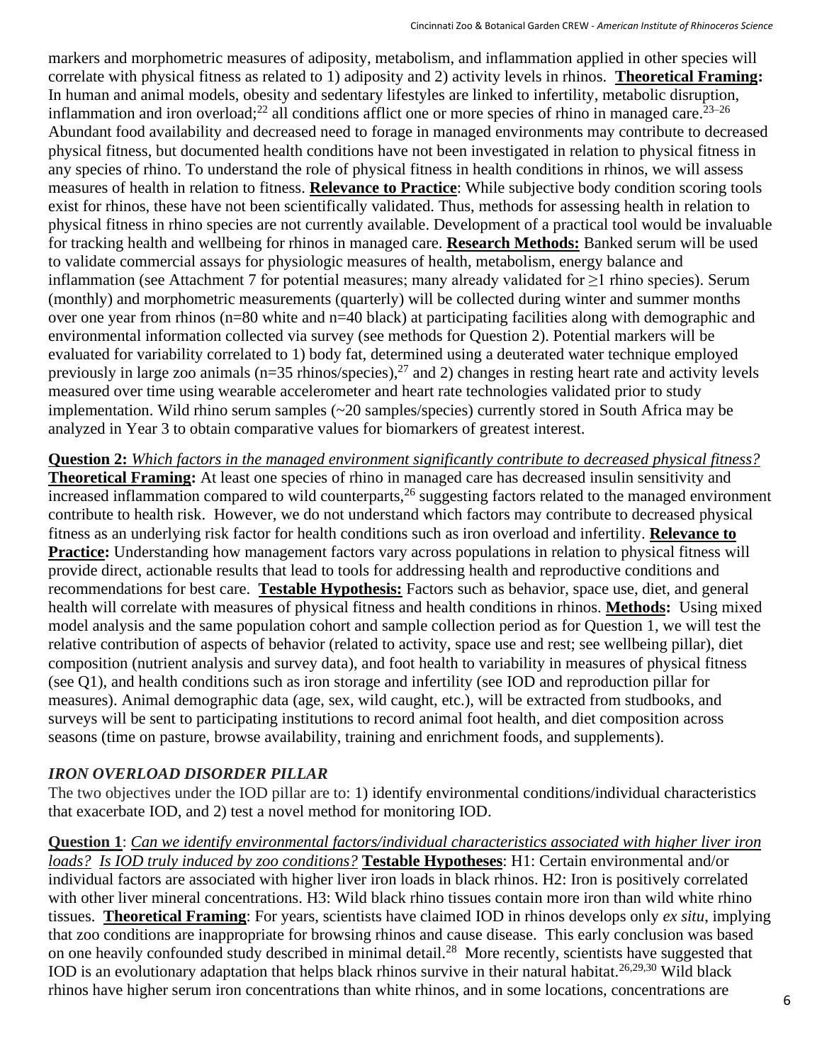markers and morphometric measures of adiposity, metabolism, and inflammation applied in other species will correlate with physical fitness as related to 1) adiposity and 2) activity levels in rhinos. **Theoretical Framing:** In human and animal models, obesity and sedentary lifestyles are linked to infertility, metabolic disruption, inflammation and iron overload;[22] all conditions afflict one or more species of rhino in managed care.[23–26] Abundant food availability and decreased need to forage in managed environments may contribute to decreased physical fitness, but documented health conditions have not been investigated in relation to physical fitness in any species of rhino. To understand the role of physical fitness in health conditions in rhinos, we will assess measures of health in relation to fitness. **Relevance to Practice**: While subjective body condition scoring tools exist for rhinos, these have not been scientifically validated. Thus, methods for assessing health in relation to physical fitness in rhino species are not currently available. Development of a practical tool would be invaluable for tracking health and wellbeing for rhinos in managed care. **Research Methods:** Banked serum will be used to validate commercial assays for physiologic measures of health, metabolism, energy balance and inflammation (see Attachment 7 for potential measures; many already validated for ≥1 rhino species). Serum (monthly) and morphometric measurements (quarterly) will be collected during winter and summer months over one year from rhinos (n=80 white and n=40 black) at participating facilities along with demographic and environmental information collected via survey (see methods for Question 2). Potential markers will be evaluated for variability correlated to 1) body fat, determined using a deuterated water technique employed previously in large zoo animals (n=35 rhinos/species),[27] and 2) changes in resting heart rate and activity levels measured over time using wearable accelerometer and heart rate technologies validated prior to study implementation. Wild rhino serum samples (~20 samples/species) currently stored in South Africa may be analyzed in Year 3 to obtain comparative values for biomarkers of greatest interest.

**Question 2:** *Which factors in the managed environment significantly contribute to decreased physical fitness?* **Theoretical Framing:** At least one species of rhino in managed care has decreased insulin sensitivity and increased inflammation compared to wild counterparts,[26] suggesting factors related to the managed environment contribute to health risk. However, we do not understand which factors may contribute to decreased physical fitness as an underlying risk factor for health conditions such as iron overload and infertility. **Relevance to Practice:** Understanding how management factors vary across populations in relation to physical fitness will provide direct, actionable results that lead to tools for addressing health and reproductive conditions and recommendations for best care. **Testable Hypothesis:** Factors such as behavior, space use, diet, and general health will correlate with measures of physical fitness and health conditions in rhinos. **Methods:** Using mixed model analysis and the same population cohort and sample collection period as for Question 1, we will test the relative contribution of aspects of behavior (related to activity, space use and rest; see wellbeing pillar), diet composition (nutrient analysis and survey data), and foot health to variability in measures of physical fitness (see Q1), and health conditions such as iron storage and infertility (see IOD and reproduction pillar for measures). Animal demographic data (age, sex, wild caught, etc.), will be extracted from studbooks, and surveys will be sent to participating institutions to record animal foot health, and diet composition across seasons (time on pasture, browse availability, training and enrichment foods, and supplements).

### *IRON OVERLOAD DISORDER PILLAR*

The two objectives under the IOD pillar are to: 1) identify environmental conditions/individual characteristics that exacerbate IOD, and 2) test a novel method for monitoring IOD.

**Question 1**: *Can we identify environmental factors/individual characteristics associated with higher liver iron loads? Is IOD truly induced by zoo conditions?* **Testable Hypotheses**: H1: Certain environmental and/or individual factors are associated with higher liver iron loads in black rhinos. H2: Iron is positively correlated with other liver mineral concentrations. H3: Wild black rhino tissues contain more iron than wild white rhino tissues. **Theoretical Framing**: For years, scientists have claimed IOD in rhinos develops only *ex situ*, implying that zoo conditions are inappropriate for browsing rhinos and cause disease. This early conclusion was based on one heavily confounded study described in minimal detail.[28] More recently, scientists have suggested that IOD is an evolutionary adaptation that helps black rhinos survive in their natural habitat.[26,29,30] Wild black rhinos have higher serum iron concentrations than white rhinos, and in some locations, concentrations are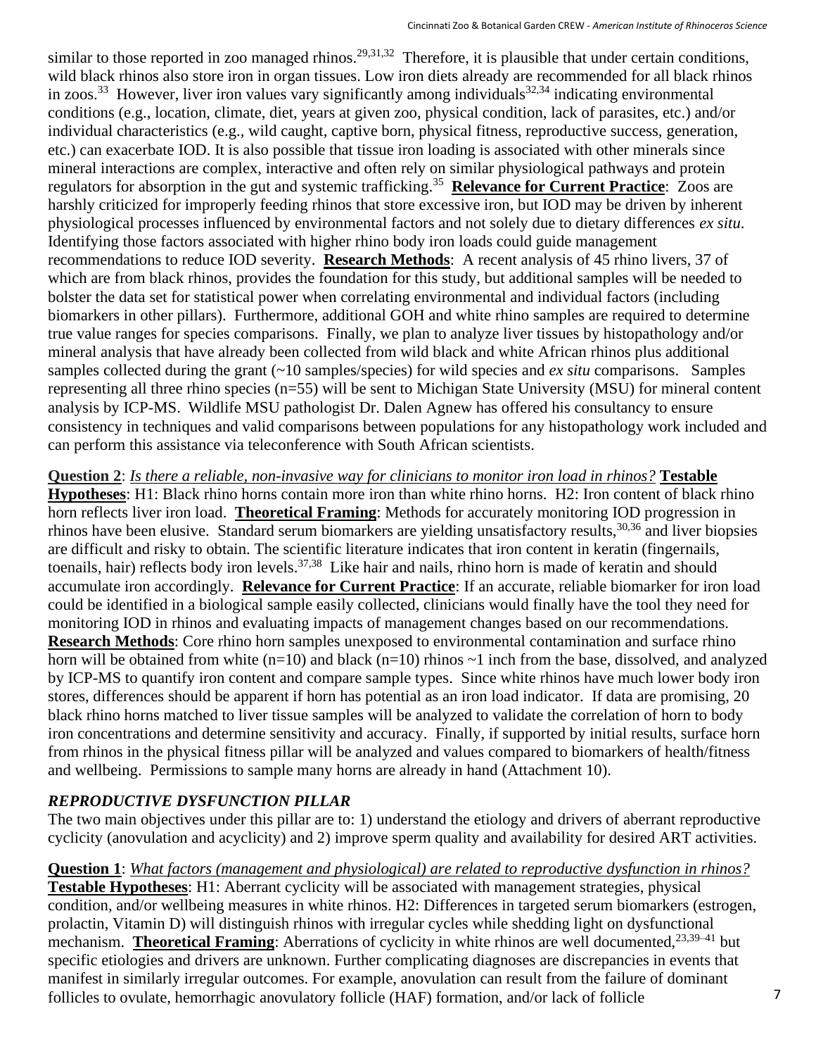similar to those reported in zoo managed rhinos.[29,31,32] Therefore, it is plausible that under certain conditions, wild black rhinos also store iron in organ tissues. Low iron diets already are recommended for all black rhinos in zoos.[33] However, liver iron values vary significantly among individuals[32,34] indicating environmental conditions (e.g., location, climate, diet, years at given zoo, physical condition, lack of parasites, etc.) and/or individual characteristics (e.g., wild caught, captive born, physical fitness, reproductive success, generation, etc.) can exacerbate IOD. It is also possible that tissue iron loading is associated with other minerals since mineral interactions are complex, interactive and often rely on similar physiological pathways and protein regulators for absorption in the gut and systemic trafficking.[35] **Relevance for Current Practice**: Zoos are harshly criticized for improperly feeding rhinos that store excessive iron, but IOD may be driven by inherent physiological processes influenced by environmental factors and not solely due to dietary differences *ex situ*. Identifying those factors associated with higher rhino body iron loads could guide management recommendations to reduce IOD severity. **Research Methods**: A recent analysis of 45 rhino livers, 37 of which are from black rhinos, provides the foundation for this study, but additional samples will be needed to bolster the data set for statistical power when correlating environmental and individual factors (including biomarkers in other pillars). Furthermore, additional GOH and white rhino samples are required to determine true value ranges for species comparisons. Finally, we plan to analyze liver tissues by histopathology and/or mineral analysis that have already been collected from wild black and white African rhinos plus additional samples collected during the grant (~10 samples/species) for wild species and *ex situ* comparisons. Samples representing all three rhino species (n=55) will be sent to Michigan State University (MSU) for mineral content analysis by ICP-MS. Wildlife MSU pathologist Dr. Dalen Agnew has offered his consultancy to ensure consistency in techniques and valid comparisons between populations for any histopathology work included and can perform this assistance via teleconference with South African scientists.

**Question 2**: *Is there a reliable, non-invasive way for clinicians to monitor iron load in rhinos?* **Testable Hypotheses**: H1: Black rhino horns contain more iron than white rhino horns. H2: Iron content of black rhino horn reflects liver iron load. **Theoretical Framing**: Methods for accurately monitoring IOD progression in rhinos have been elusive. Standard serum biomarkers are yielding unsatisfactory results,[30,36] and liver biopsies are difficult and risky to obtain. The scientific literature indicates that iron content in keratin (fingernails, toenails, hair) reflects body iron levels.[37,38] Like hair and nails, rhino horn is made of keratin and should accumulate iron accordingly. **Relevance for Current Practice**: If an accurate, reliable biomarker for iron load could be identified in a biological sample easily collected, clinicians would finally have the tool they need for monitoring IOD in rhinos and evaluating impacts of management changes based on our recommendations. **Research Methods**: Core rhino horn samples unexposed to environmental contamination and surface rhino horn will be obtained from white (n=10) and black (n=10) rhinos ~1 inch from the base, dissolved, and analyzed by ICP-MS to quantify iron content and compare sample types. Since white rhinos have much lower body iron stores, differences should be apparent if horn has potential as an iron load indicator. If data are promising, 20 black rhino horns matched to liver tissue samples will be analyzed to validate the correlation of horn to body iron concentrations and determine sensitivity and accuracy. Finally, if supported by initial results, surface horn from rhinos in the physical fitness pillar will be analyzed and values compared to biomarkers of health/fitness and wellbeing. Permissions to sample many horns are already in hand (Attachment 10).

### *REPRODUCTIVE DYSFUNCTION PILLAR*

The two main objectives under this pillar are to: 1) understand the etiology and drivers of aberrant reproductive cyclicity (anovulation and acyclicity) and 2) improve sperm quality and availability for desired ART activities.

**Question 1**: *What factors (management and physiological) are related to reproductive dysfunction in rhinos?* **Testable Hypotheses**: H1: Aberrant cyclicity will be associated with management strategies, physical condition, and/or wellbeing measures in white rhinos. H2: Differences in targeted serum biomarkers (estrogen, prolactin, Vitamin D) will distinguish rhinos with irregular cycles while shedding light on dysfunctional mechanism. **Theoretical Framing**: Aberrations of cyclicity in white rhinos are well documented,[23,39–41] but specific etiologies and drivers are unknown. Further complicating diagnoses are discrepancies in events that manifest in similarly irregular outcomes. For example, anovulation can result from the failure of dominant follicles to ovulate, hemorrhagic anovulatory follicle (HAF) formation, and/or lack of follicle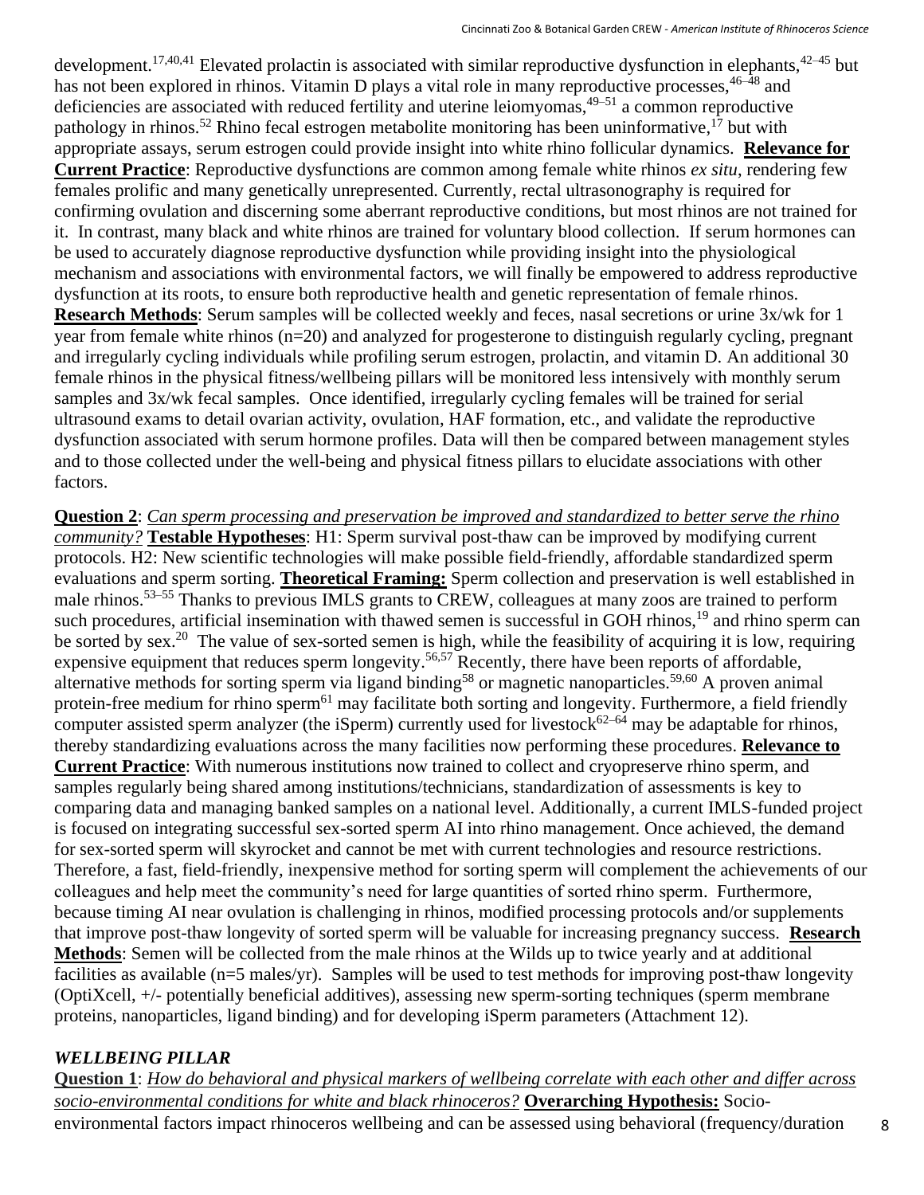development.[17,40,41] Elevated prolactin is associated with similar reproductive dysfunction in elephants,[42–45] but has not been explored in rhinos. Vitamin D plays a vital role in many reproductive processes,[46–48] and deficiencies are associated with reduced fertility and uterine leiomyomas,[49–51] a common reproductive pathology in rhinos.[52] Rhino fecal estrogen metabolite monitoring has been uninformative,[17] but with appropriate assays, serum estrogen could provide insight into white rhino follicular dynamics. **Relevance for Current Practice**: Reproductive dysfunctions are common among female white rhinos *ex situ*, rendering few females prolific and many genetically unrepresented. Currently, rectal ultrasonography is required for confirming ovulation and discerning some aberrant reproductive conditions, but most rhinos are not trained for it. In contrast, many black and white rhinos are trained for voluntary blood collection. If serum hormones can be used to accurately diagnose reproductive dysfunction while providing insight into the physiological mechanism and associations with environmental factors, we will finally be empowered to address reproductive dysfunction at its roots, to ensure both reproductive health and genetic representation of female rhinos. **Research Methods**: Serum samples will be collected weekly and feces, nasal secretions or urine 3x/wk for 1 year from female white rhinos (n=20) and analyzed for progesterone to distinguish regularly cycling, pregnant and irregularly cycling individuals while profiling serum estrogen, prolactin, and vitamin D. An additional 30 female rhinos in the physical fitness/wellbeing pillars will be monitored less intensively with monthly serum samples and 3x/wk fecal samples. Once identified, irregularly cycling females will be trained for serial ultrasound exams to detail ovarian activity, ovulation, HAF formation, etc., and validate the reproductive dysfunction associated with serum hormone profiles. Data will then be compared between management styles and to those collected under the well-being and physical fitness pillars to elucidate associations with other factors.

**Question 2**: *Can sperm processing and preservation be improved and standardized to better serve the rhino community?* **Testable Hypotheses**: H1: Sperm survival post-thaw can be improved by modifying current protocols. H2: New scientific technologies will make possible field-friendly, affordable standardized sperm evaluations and sperm sorting. **Theoretical Framing:** Sperm collection and preservation is well established in male rhinos.[53–55] Thanks to previous IMLS grants to CREW, colleagues at many zoos are trained to perform such procedures, artificial insemination with thawed semen is successful in GOH rhinos,[19] and rhino sperm can be sorted by sex.[20] The value of sex-sorted semen is high, while the feasibility of acquiring it is low, requiring expensive equipment that reduces sperm longevity.[56,57] Recently, there have been reports of affordable, alternative methods for sorting sperm via ligand binding[58] or magnetic nanoparticles.[59,60] A proven animal protein-free medium for rhino sperm[61] may facilitate both sorting and longevity. Furthermore, a field friendly computer assisted sperm analyzer (the iSperm) currently used for livestock[62–64] may be adaptable for rhinos, thereby standardizing evaluations across the many facilities now performing these procedures. **Relevance to Current Practice**: With numerous institutions now trained to collect and cryopreserve rhino sperm, and samples regularly being shared among institutions/technicians, standardization of assessments is key to comparing data and managing banked samples on a national level. Additionally, a current IMLS-funded project is focused on integrating successful sex-sorted sperm AI into rhino management. Once achieved, the demand for sex-sorted sperm will skyrocket and cannot be met with current technologies and resource restrictions. Therefore, a fast, field-friendly, inexpensive method for sorting sperm will complement the achievements of our colleagues and help meet the community's need for large quantities of sorted rhino sperm. Furthermore, because timing AI near ovulation is challenging in rhinos, modified processing protocols and/or supplements that improve post-thaw longevity of sorted sperm will be valuable for increasing pregnancy success. **Research Methods**: Semen will be collected from the male rhinos at the Wilds up to twice yearly and at additional facilities as available (n=5 males/yr). Samples will be used to test methods for improving post-thaw longevity (OptiXcell, +/- potentially beneficial additives), assessing new sperm-sorting techniques (sperm membrane proteins, nanoparticles, ligand binding) and for developing iSperm parameters (Attachment 12).

### *WELLBEING PILLAR*

**Question 1**: *How do behavioral and physical markers of wellbeing correlate with each other and differ across socio-environmental conditions for white and black rhinoceros?* **Overarching Hypothesis:** Socio-environmental factors impact rhinoceros wellbeing and can be assessed using behavioral (frequency/duration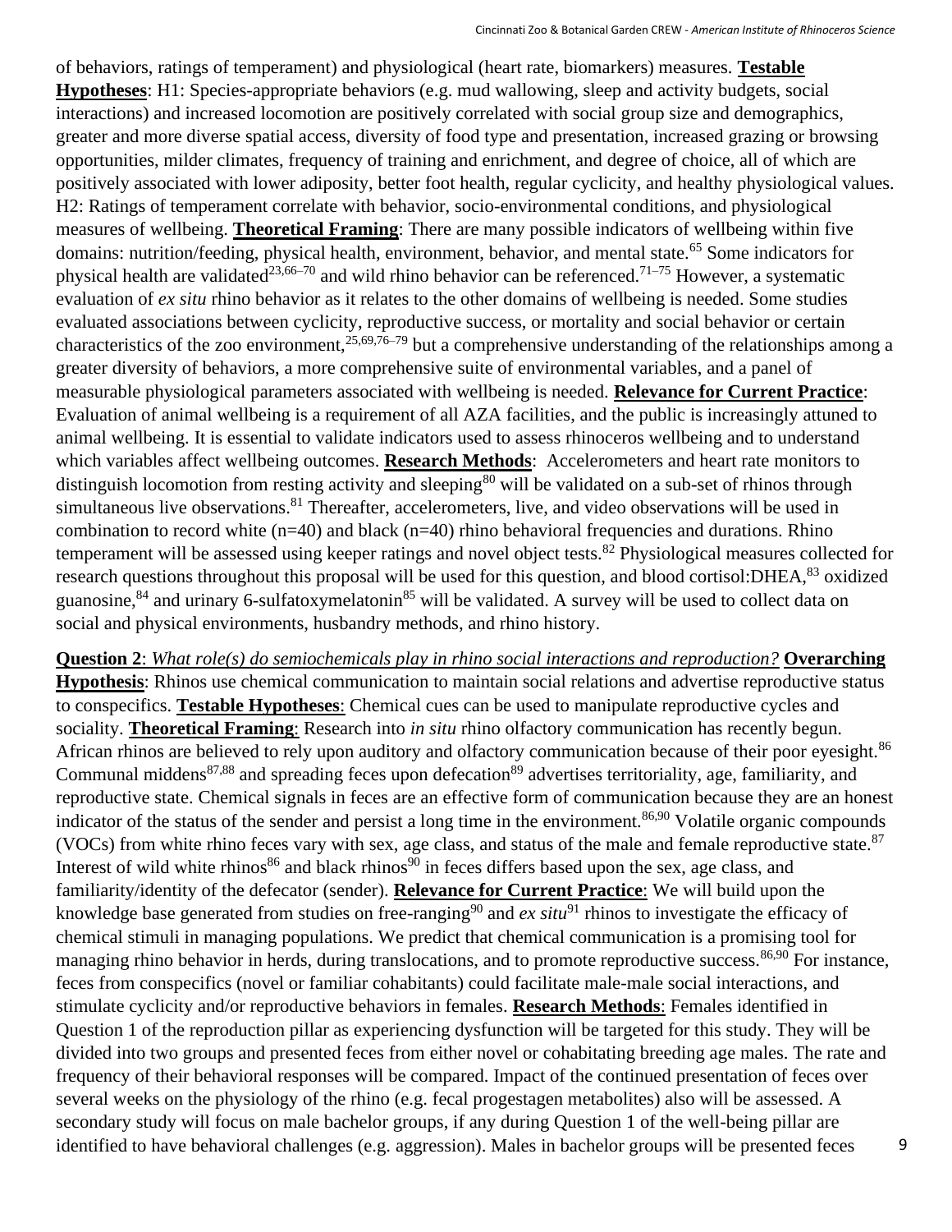of behaviors, ratings of temperament) and physiological (heart rate, biomarkers) measures. **Testable Hypotheses**: H1: Species-appropriate behaviors (e.g. mud wallowing, sleep and activity budgets, social interactions) and increased locomotion are positively correlated with social group size and demographics, greater and more diverse spatial access, diversity of food type and presentation, increased grazing or browsing opportunities, milder climates, frequency of training and enrichment, and degree of choice, all of which are positively associated with lower adiposity, better foot health, regular cyclicity, and healthy physiological values. H2: Ratings of temperament correlate with behavior, socio-environmental conditions, and physiological measures of wellbeing. **Theoretical Framing**: There are many possible indicators of wellbeing within five domains: nutrition/feeding, physical health, environment, behavior, and mental state.[65] Some indicators for physical health are validated[23,66–70] and wild rhino behavior can be referenced.[71–75] However, a systematic evaluation of *ex situ* rhino behavior as it relates to the other domains of wellbeing is needed. Some studies evaluated associations between cyclicity, reproductive success, or mortality and social behavior or certain characteristics of the zoo environment,[25,69,76–79] but a comprehensive understanding of the relationships among a greater diversity of behaviors, a more comprehensive suite of environmental variables, and a panel of measurable physiological parameters associated with wellbeing is needed. **Relevance for Current Practice**: Evaluation of animal wellbeing is a requirement of all AZA facilities, and the public is increasingly attuned to animal wellbeing. It is essential to validate indicators used to assess rhinoceros wellbeing and to understand which variables affect wellbeing outcomes. **Research Methods**: Accelerometers and heart rate monitors to distinguish locomotion from resting activity and sleeping[80] will be validated on a sub-set of rhinos through simultaneous live observations.[81] Thereafter, accelerometers, live, and video observations will be used in combination to record white (n=40) and black (n=40) rhino behavioral frequencies and durations. Rhino temperament will be assessed using keeper ratings and novel object tests.[82] Physiological measures collected for research questions throughout this proposal will be used for this question, and blood cortisol:DHEA,[83] oxidized guanosine,[84] and urinary 6-sulfatoxymelatonin[85] will be validated. A survey will be used to collect data on social and physical environments, husbandry methods, and rhino history.

**Question 2**: *What role(s) do semiochemicals play in rhino social interactions and reproduction?* **Overarching Hypothesis**: Rhinos use chemical communication to maintain social relations and advertise reproductive status to conspecifics. **Testable Hypotheses**: Chemical cues can be used to manipulate reproductive cycles and sociality. **Theoretical Framing**: Research into *in situ* rhino olfactory communication has recently begun. African rhinos are believed to rely upon auditory and olfactory communication because of their poor eyesight.[86] Communal middens[87,88] and spreading feces upon defecation[89] advertises territoriality, age, familiarity, and reproductive state. Chemical signals in feces are an effective form of communication because they are an honest indicator of the status of the sender and persist a long time in the environment.[86,90] Volatile organic compounds (VOCs) from white rhino feces vary with sex, age class, and status of the male and female reproductive state.[87] Interest of wild white rhinos[86] and black rhinos[90] in feces differs based upon the sex, age class, and familiarity/identity of the defecator (sender). **Relevance for Current Practice**: We will build upon the knowledge base generated from studies on free-ranging[90] and *ex situ*[91] rhinos to investigate the efficacy of chemical stimuli in managing populations. We predict that chemical communication is a promising tool for managing rhino behavior in herds, during translocations, and to promote reproductive success.[86,90] For instance, feces from conspecifics (novel or familiar cohabitants) could facilitate male-male social interactions, and stimulate cyclicity and/or reproductive behaviors in females. **Research Methods**: Females identified in Question 1 of the reproduction pillar as experiencing dysfunction will be targeted for this study. They will be divided into two groups and presented feces from either novel or cohabitating breeding age males. The rate and frequency of their behavioral responses will be compared. Impact of the continued presentation of feces over several weeks on the physiology of the rhino (e.g. fecal progestagen metabolites) also will be assessed. A secondary study will focus on male bachelor groups, if any during Question 1 of the well-being pillar are identified to have behavioral challenges (e.g. aggression). Males in bachelor groups will be presented feces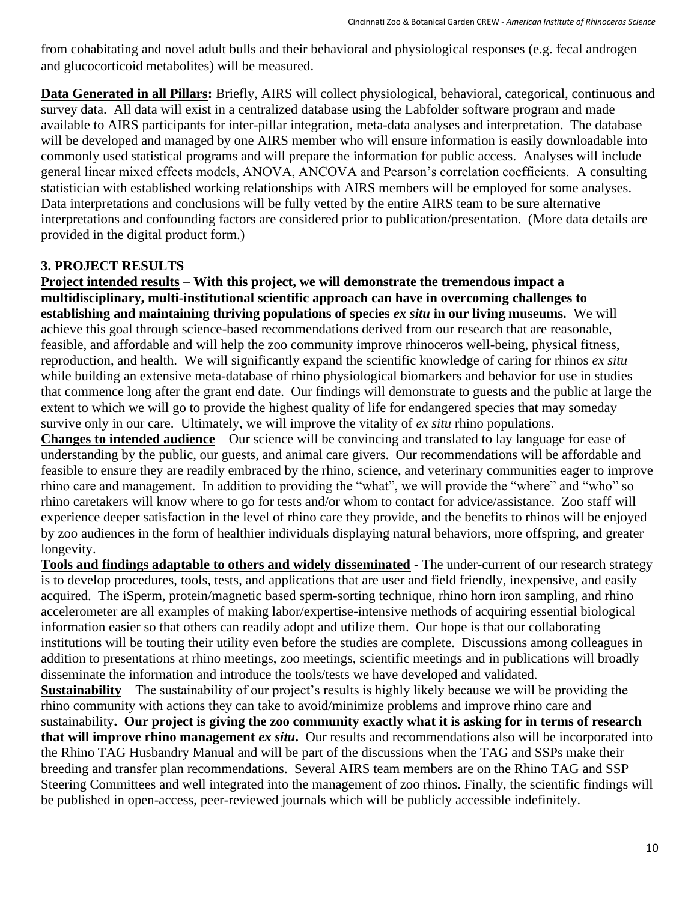from cohabitating and novel adult bulls and their behavioral and physiological responses (e.g. fecal androgen and glucocorticoid metabolites) will be measured.

**Data Generated in all Pillars:** Briefly, AIRS will collect physiological, behavioral, categorical, continuous and survey data. All data will exist in a centralized database using the Labfolder software program and made available to AIRS participants for inter-pillar integration, meta-data analyses and interpretation. The database will be developed and managed by one AIRS member who will ensure information is easily downloadable into commonly used statistical programs and will prepare the information for public access. Analyses will include general linear mixed effects models, ANOVA, ANCOVA and Pearson's correlation coefficients. A consulting statistician with established working relationships with AIRS members will be employed for some analyses. Data interpretations and conclusions will be fully vetted by the entire AIRS team to be sure alternative interpretations and confounding factors are considered prior to publication/presentation. (More data details are provided in the digital product form.)

## 3. PROJECT RESULTS

**Project intended results** – **With this project, we will demonstrate the tremendous impact a multidisciplinary, multi-institutional scientific approach can have in overcoming challenges to establishing and maintaining thriving populations of species *ex situ* in our living museums.** We will achieve this goal through science-based recommendations derived from our research that are reasonable, feasible, and affordable and will help the zoo community improve rhinoceros well-being, physical fitness, reproduction, and health. We will significantly expand the scientific knowledge of caring for rhinos *ex situ* while building an extensive meta-database of rhino physiological biomarkers and behavior for use in studies that commence long after the grant end date. Our findings will demonstrate to guests and the public at large the extent to which we will go to provide the highest quality of life for endangered species that may someday survive only in our care. Ultimately, we will improve the vitality of *ex situ* rhino populations.

**Changes to intended audience** – Our science will be convincing and translated to lay language for ease of understanding by the public, our guests, and animal care givers. Our recommendations will be affordable and feasible to ensure they are readily embraced by the rhino, science, and veterinary communities eager to improve rhino care and management. In addition to providing the "what", we will provide the "where" and "who" so rhino caretakers will know where to go for tests and/or whom to contact for advice/assistance. Zoo staff will experience deeper satisfaction in the level of rhino care they provide, and the benefits to rhinos will be enjoyed by zoo audiences in the form of healthier individuals displaying natural behaviors, more offspring, and greater longevity.

**Tools and findings adaptable to others and widely disseminated** - The under-current of our research strategy is to develop procedures, tools, tests, and applications that are user and field friendly, inexpensive, and easily acquired. The iSperm, protein/magnetic based sperm-sorting technique, rhino horn iron sampling, and rhino accelerometer are all examples of making labor/expertise-intensive methods of acquiring essential biological information easier so that others can readily adopt and utilize them. Our hope is that our collaborating institutions will be touting their utility even before the studies are complete. Discussions among colleagues in addition to presentations at rhino meetings, zoo meetings, scientific meetings and in publications will broadly disseminate the information and introduce the tools/tests we have developed and validated.

**Sustainability** – The sustainability of our project's results is highly likely because we will be providing the rhino community with actions they can take to avoid/minimize problems and improve rhino care and sustainability**. Our project is giving the zoo community exactly what it is asking for in terms of research that will improve rhino management *ex situ*.** Our results and recommendations also will be incorporated into the Rhino TAG Husbandry Manual and will be part of the discussions when the TAG and SSPs make their breeding and transfer plan recommendations. Several AIRS team members are on the Rhino TAG and SSP Steering Committees and well integrated into the management of zoo rhinos. Finally, the scientific findings will be published in open-access, peer-reviewed journals which will be publicly accessible indefinitely.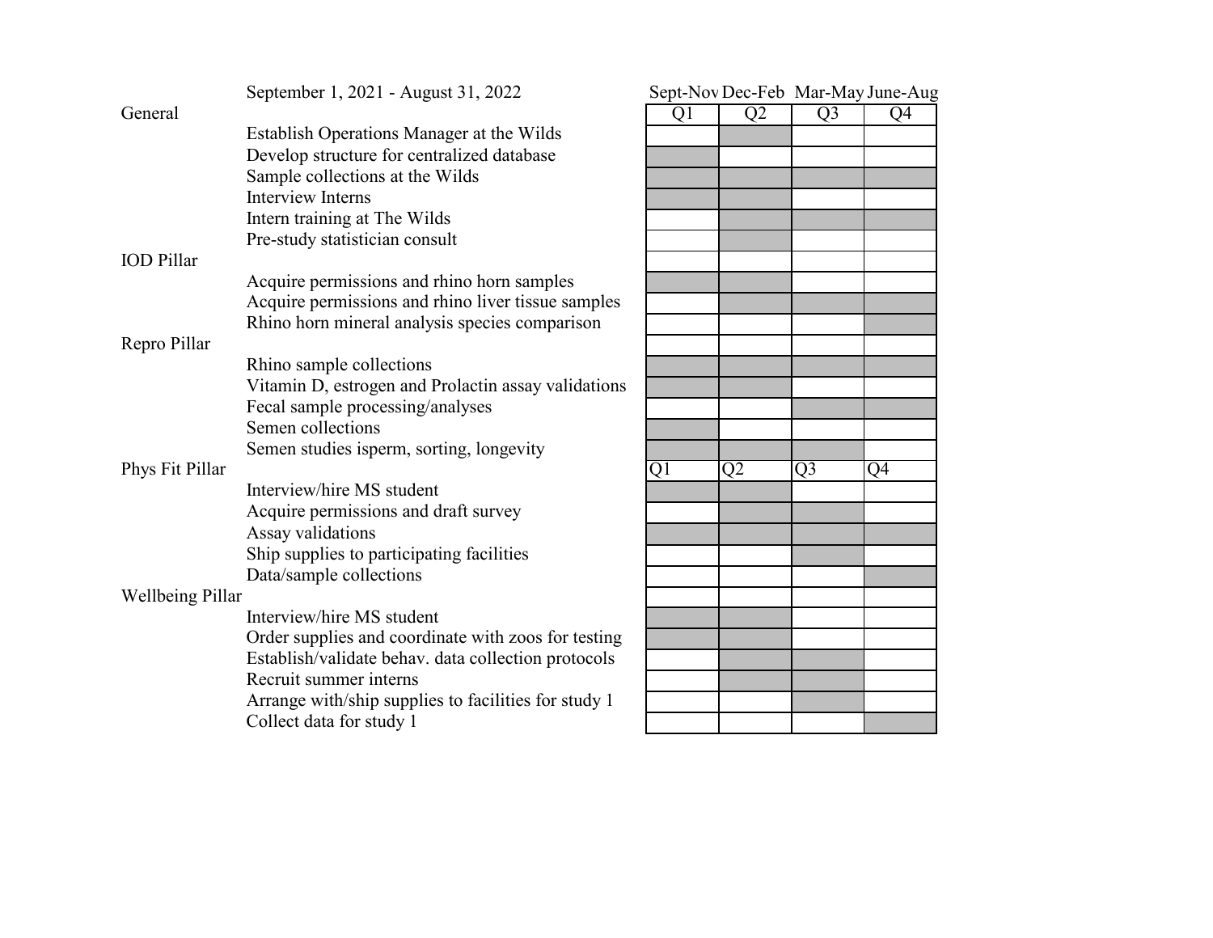| | September 1, 2021 - August 31, 2022 | Sept-Nov Q1 | Dec-Feb Q2 | Mar-May Q3 | June-Aug Q4 |
|---|---|---|---|---|---|
| General | | | | | |
| | Establish Operations Manager at the Wilds | | X | | |
| | Develop structure for centralized database | X | | | |
| | Sample collections at the Wilds | X | X | X | X |
| | Interview Interns | X | X | | |
| | Intern training at The Wilds | | X | X | X |
| | Pre-study statistician consult | | X | | |
| IOD Pillar | | | | | |
| | Acquire permissions and rhino horn samples | X | X | | |
| | Acquire permissions and rhino liver tissue samples | | X | X | X |
| | Rhino horn mineral analysis species comparison | | | | X |
| Repro Pillar | | | | | |
| | Rhino sample collections | X | X | X | X |
| | Vitamin D, estrogen and Prolactin assay validations | X | X | | |
| | Fecal sample processing/analyses | | | X | X |
| | Semen collections | X | | | |
| | Semen studies isperm, sorting, longevity | X | X | X | |
| Phys Fit Pillar | | Q1 | Q2 | Q3 | Q4 |
| | Interview/hire MS student | X | X | | |
| | Acquire permissions and draft survey | | X | X | |
| | Assay validations | X | X | X | X |
| | Ship supplies to participating facilities | | | X | |
| | Data/sample collections | | | | X |
| Wellbeing Pillar | | | | | |
| | Interview/hire MS student | X | X | | |
| | Order supplies and coordinate with zoos for testing | X | X | | |
| | Establish/validate behav. data collection protocols | | X | X | |
| | Recruit summer interns | | X | X | |
| | Arrange with/ship supplies to facilities for study 1 | | | X | |
| | Collect data for study 1 | | | | X |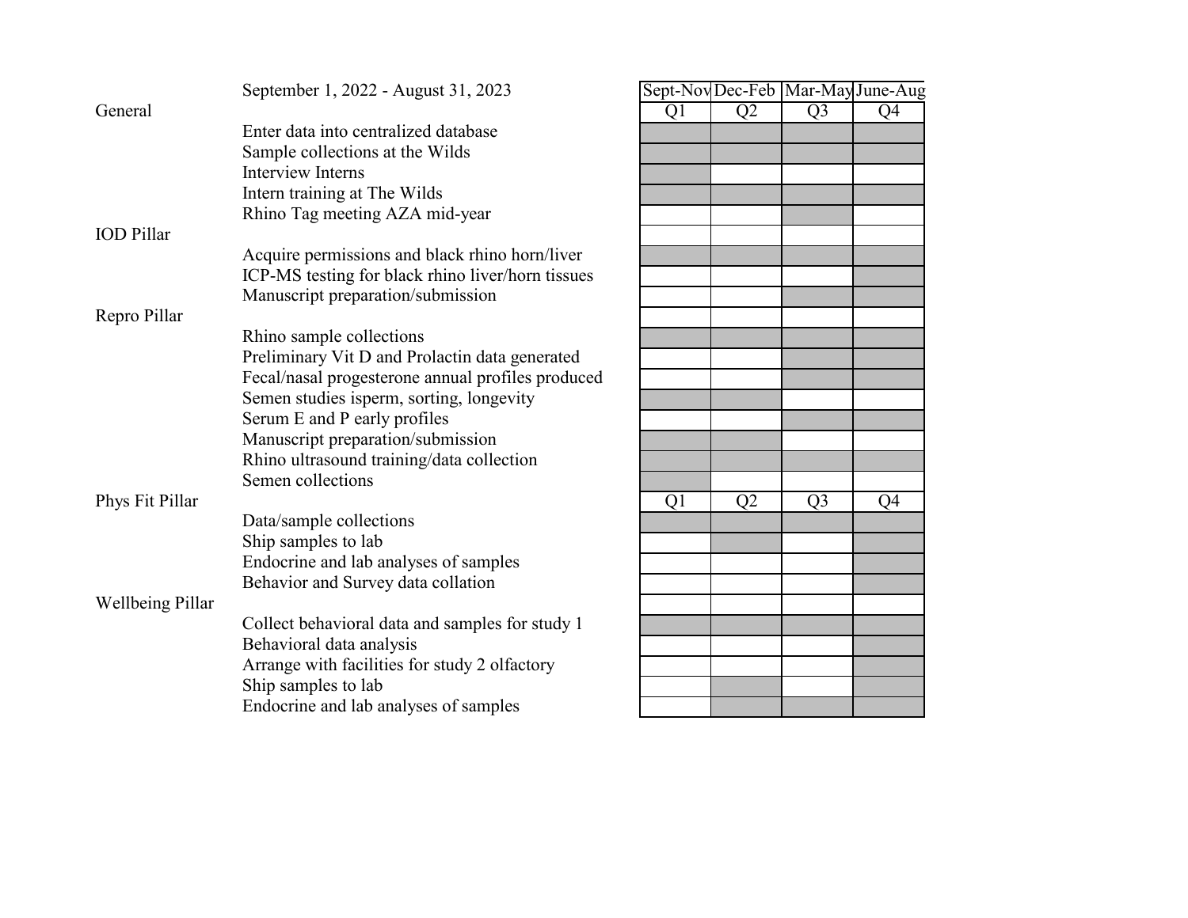| | September 1, 2022 - August 31, 2023 | Sept-Nov | Dec-Feb | Mar-May | June-Aug |
|---|---|---|---|---|---|
| General | | Q1 | Q2 | Q3 | Q4 |
| | Enter data into centralized database | X | X | X | X |
| | Sample collections at the Wilds | X | X | X | X |
| | Interview Interns | X | | | |
| | Intern training at The Wilds | X | X | X | X |
| | Rhino Tag meeting AZA mid-year | | | X | |
| IOD Pillar | | | | | |
| | Acquire permissions and black rhino horn/liver | X | X | X | X |
| | ICP-MS testing for black rhino liver/horn tissues | | | | X |
| | Manuscript preparation/submission | | | X | X |
| Repro Pillar | | | | | |
| | Rhino sample collections | X | X | X | X |
| | Preliminary Vit D and Prolactin data generated | | | X | X |
| | Fecal/nasal progesterone annual profiles produced | | | X | X |
| | Semen studies isperm, sorting, longevity | X | X | | |
| | Serum E and P early profiles | | | X | X |
| | Manuscript preparation/submission | X | X | | |
| | Rhino ultrasound training/data collection | X | X | X | X |
| | Semen collections | X | | | |
| Phys Fit Pillar | | Q1 | Q2 | Q3 | Q4 |
| | Data/sample collections | X | X | X | X |
| | Ship samples to lab | | X | | X |
| | Endocrine and lab analyses of samples | | | | X |
| | Behavior and Survey data collation | | | | X |
| Wellbeing Pillar | | | | | |
| | Collect behavioral data and samples for study 1 | X | X | X | X |
| | Behavioral data analysis | | | | X |
| | Arrange with facilities for study 2 olfactory | | | | X |
| | Ship samples to lab | | X | | X |
| | Endocrine and lab analyses of samples | | X | X | X |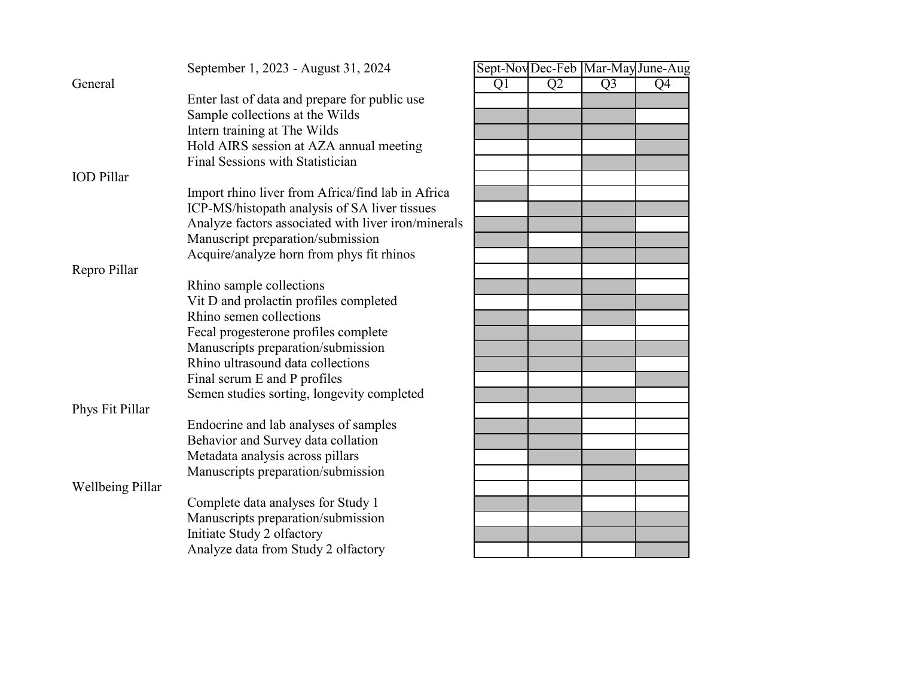| | September 1, 2023 - August 31, 2024 | Sept-Nov | Dec-Feb | Mar-May | June-Aug |
|---|---|---|---|---|---|
| General | | Q1 | Q2 | Q3 | Q4 |
| | Enter last of data and prepare for public use | | | ■ | ■ |
| | Sample collections at the Wilds | ■ | ■ | ■ | |
| | Intern training at The Wilds | ■ | ■ | ■ | ■ |
| | Hold AIRS session at AZA annual meeting | | | | ■ |
| | Final Sessions with Statistician | | | ■ | ■ |
| IOD Pillar | | | | | |
| | Import rhino liver from Africa/find lab in Africa | ■ | | | |
| | ICP-MS/histopath analysis of SA liver tissues | | ■ | ■ | ■ |
| | Analyze factors associated with liver iron/minerals | ■ | ■ | ■ | |
| | Manuscript preparation/submission | ■ | | ■ | ■ |
| | Acquire/analyze horn from phys fit rhinos | | ■ | ■ | ■ |
| Repro Pillar | | | | | |
| | Rhino sample collections | ■ | ■ | ■ | |
| | Vit D and prolactin profiles completed | | | ■ | ■ |
| | Rhino semen collections | ■ | | ■ | |
| | Fecal progesterone profiles complete | ■ | ■ | | |
| | Manuscripts preparation/submission | ■ | ■ | ■ | ■ |
| | Rhino ultrasound data collections | ■ | ■ | ■ | |
| | Final serum E and P profiles | | | | ■ |
| | Semen studies sorting, longevity completed | ■ | ■ | ■ | |
| Phys Fit Pillar | | | | | |
| | Endocrine and lab analyses of samples | ■ | ■ | | |
| | Behavior and Survey data collation | ■ | ■ | | |
| | Metadata analysis across pillars | | ■ | ■ | |
| | Manuscripts preparation/submission | | | ■ | ■ |
| Wellbeing Pillar | | | | | |
| | Complete data analyses for Study 1 | ■ | ■ | | |
| | Manuscripts preparation/submission | | | ■ | ■ |
| | Initiate Study 2 olfactory | ■ | ■ | ■ | ■ |
| | Analyze data from Study 2 olfactory | | | | ■ |